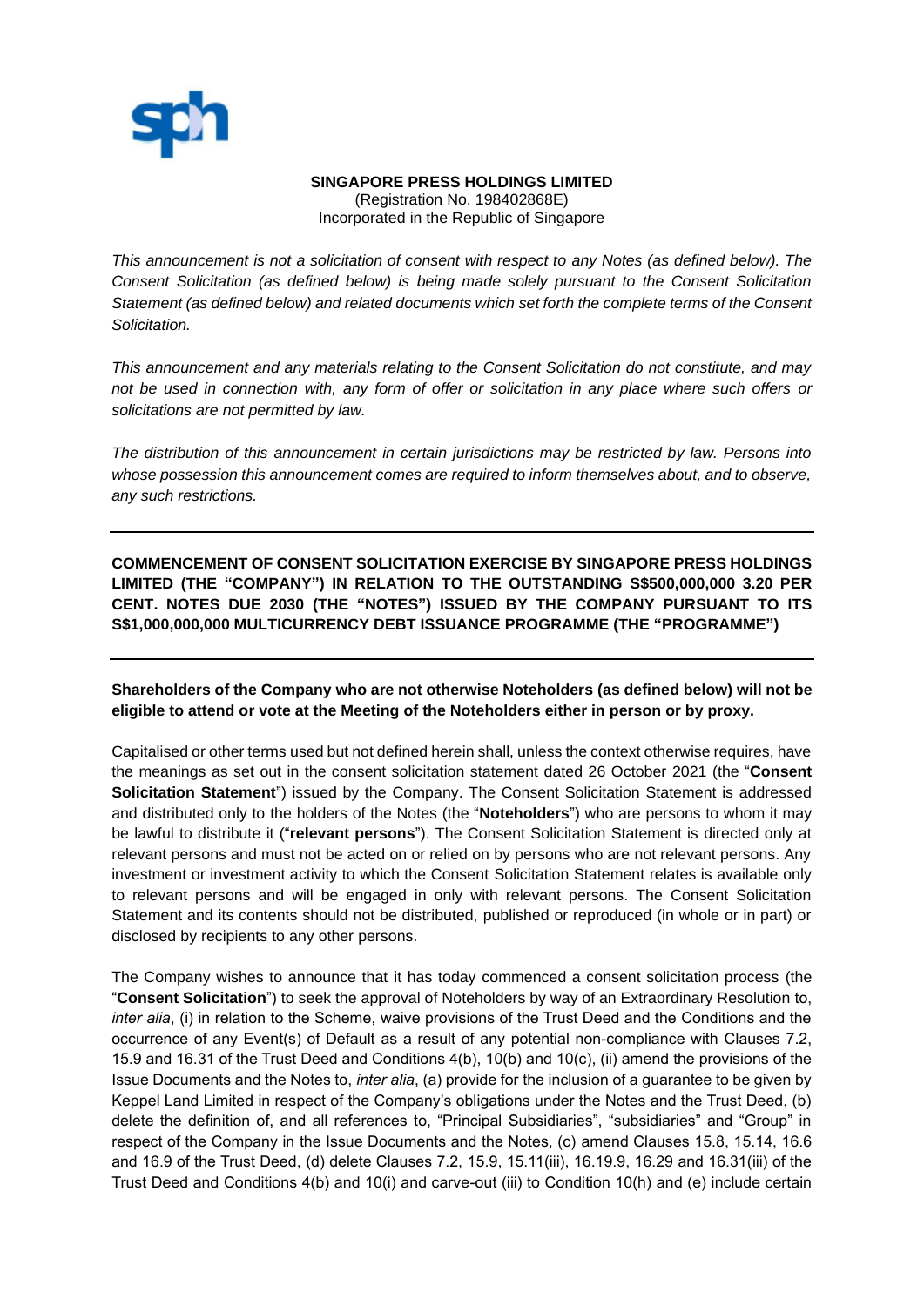**SINGAPORE PRESS HOLDINGS LIMITED**
(Registration No. 198402868E)
Incorporated in the Republic of Singapore

*This announcement is not a solicitation of consent with respect to any Notes (as defined below). The Consent Solicitation (as defined below) is being made solely pursuant to the Consent Solicitation Statement (as defined below) and related documents which set forth the complete terms of the Consent Solicitation.*

*This announcement and any materials relating to the Consent Solicitation do not constitute, and may not be used in connection with, any form of offer or solicitation in any place where such offers or solicitations are not permitted by law.*

*The distribution of this announcement in certain jurisdictions may be restricted by law. Persons into whose possession this announcement comes are required to inform themselves about, and to observe, any such restrictions.*

---

**COMMENCEMENT OF CONSENT SOLICITATION EXERCISE BY SINGAPORE PRESS HOLDINGS LIMITED (THE "COMPANY") IN RELATION TO THE OUTSTANDING S$500,000,000 3.20 PER CENT. NOTES DUE 2030 (THE "NOTES") ISSUED BY THE COMPANY PURSUANT TO ITS S$1,000,000,000 MULTICURRENCY DEBT ISSUANCE PROGRAMME (THE "PROGRAMME")**

---

**Shareholders of the Company who are not otherwise Noteholders (as defined below) will not be eligible to attend or vote at the Meeting of the Noteholders either in person or by proxy.**

Capitalised or other terms used but not defined herein shall, unless the context otherwise requires, have the meanings as set out in the consent solicitation statement dated 26 October 2021 (the "**Consent Solicitation Statement**") issued by the Company. The Consent Solicitation Statement is addressed and distributed only to the holders of the Notes (the "**Noteholders**") who are persons to whom it may be lawful to distribute it ("**relevant persons**"). The Consent Solicitation Statement is directed only at relevant persons and must not be acted on or relied on by persons who are not relevant persons. Any investment or investment activity to which the Consent Solicitation Statement relates is available only to relevant persons and will be engaged in only with relevant persons. The Consent Solicitation Statement and its contents should not be distributed, published or reproduced (in whole or in part) or disclosed by recipients to any other persons.

The Company wishes to announce that it has today commenced a consent solicitation process (the "**Consent Solicitation**") to seek the approval of Noteholders by way of an Extraordinary Resolution to, *inter alia*, (i) in relation to the Scheme, waive provisions of the Trust Deed and the Conditions and the occurrence of any Event(s) of Default as a result of any potential non-compliance with Clauses 7.2, 15.9 and 16.31 of the Trust Deed and Conditions 4(b), 10(b) and 10(c), (ii) amend the provisions of the Issue Documents and the Notes to, *inter alia*, (a) provide for the inclusion of a guarantee to be given by Keppel Land Limited in respect of the Company's obligations under the Notes and the Trust Deed, (b) delete the definition of, and all references to, "Principal Subsidiaries", "subsidiaries" and "Group" in respect of the Company in the Issue Documents and the Notes, (c) amend Clauses 15.8, 15.14, 16.6 and 16.9 of the Trust Deed, (d) delete Clauses 7.2, 15.9, 15.11(iii), 16.19.9, 16.29 and 16.31(iii) of the Trust Deed and Conditions 4(b) and 10(i) and carve-out (iii) to Condition 10(h) and (e) include certain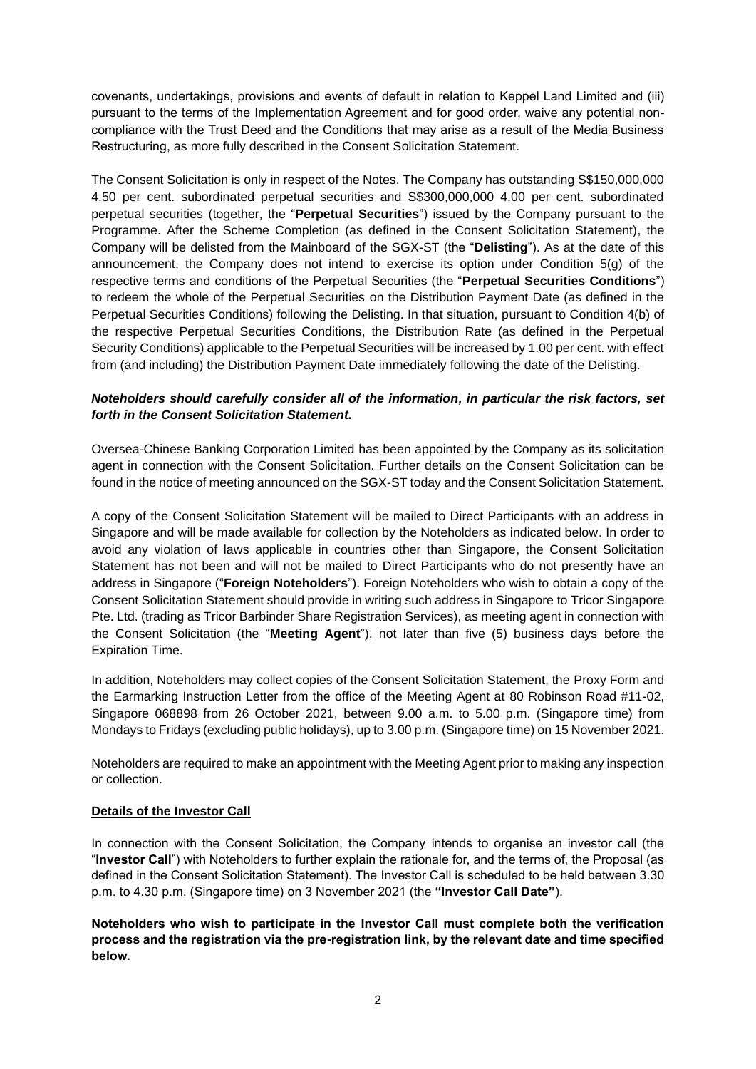covenants, undertakings, provisions and events of default in relation to Keppel Land Limited and (iii) pursuant to the terms of the Implementation Agreement and for good order, waive any potential non-compliance with the Trust Deed and the Conditions that may arise as a result of the Media Business Restructuring, as more fully described in the Consent Solicitation Statement.

The Consent Solicitation is only in respect of the Notes. The Company has outstanding S$150,000,000 4.50 per cent. subordinated perpetual securities and S$300,000,000 4.00 per cent. subordinated perpetual securities (together, the "**Perpetual Securities**") issued by the Company pursuant to the Programme. After the Scheme Completion (as defined in the Consent Solicitation Statement), the Company will be delisted from the Mainboard of the SGX-ST (the "**Delisting**"). As at the date of this announcement, the Company does not intend to exercise its option under Condition 5(g) of the respective terms and conditions of the Perpetual Securities (the "**Perpetual Securities Conditions**") to redeem the whole of the Perpetual Securities on the Distribution Payment Date (as defined in the Perpetual Securities Conditions) following the Delisting. In that situation, pursuant to Condition 4(b) of the respective Perpetual Securities Conditions, the Distribution Rate (as defined in the Perpetual Security Conditions) applicable to the Perpetual Securities will be increased by 1.00 per cent. with effect from (and including) the Distribution Payment Date immediately following the date of the Delisting.

***Noteholders should carefully consider all of the information, in particular the risk factors, set forth in the Consent Solicitation Statement.***

Oversea-Chinese Banking Corporation Limited has been appointed by the Company as its solicitation agent in connection with the Consent Solicitation. Further details on the Consent Solicitation can be found in the notice of meeting announced on the SGX-ST today and the Consent Solicitation Statement.

A copy of the Consent Solicitation Statement will be mailed to Direct Participants with an address in Singapore and will be made available for collection by the Noteholders as indicated below. In order to avoid any violation of laws applicable in countries other than Singapore, the Consent Solicitation Statement has not been and will not be mailed to Direct Participants who do not presently have an address in Singapore ("**Foreign Noteholders**"). Foreign Noteholders who wish to obtain a copy of the Consent Solicitation Statement should provide in writing such address in Singapore to Tricor Singapore Pte. Ltd. (trading as Tricor Barbinder Share Registration Services), as meeting agent in connection with the Consent Solicitation (the "**Meeting Agent**"), not later than five (5) business days before the Expiration Time.

In addition, Noteholders may collect copies of the Consent Solicitation Statement, the Proxy Form and the Earmarking Instruction Letter from the office of the Meeting Agent at 80 Robinson Road #11-02, Singapore 068898 from 26 October 2021, between 9.00 a.m. to 5.00 p.m. (Singapore time) from Mondays to Fridays (excluding public holidays), up to 3.00 p.m. (Singapore time) on 15 November 2021.

Noteholders are required to make an appointment with the Meeting Agent prior to making any inspection or collection.

**<u>Details of the Investor Call</u>**

In connection with the Consent Solicitation, the Company intends to organise an investor call (the "**Investor Call**") with Noteholders to further explain the rationale for, and the terms of, the Proposal (as defined in the Consent Solicitation Statement). The Investor Call is scheduled to be held between 3.30 p.m. to 4.30 p.m. (Singapore time) on 3 November 2021 (the **"Investor Call Date"**).

**Noteholders who wish to participate in the Investor Call must complete both the verification process and the registration via the pre-registration link, by the relevant date and time specified below.**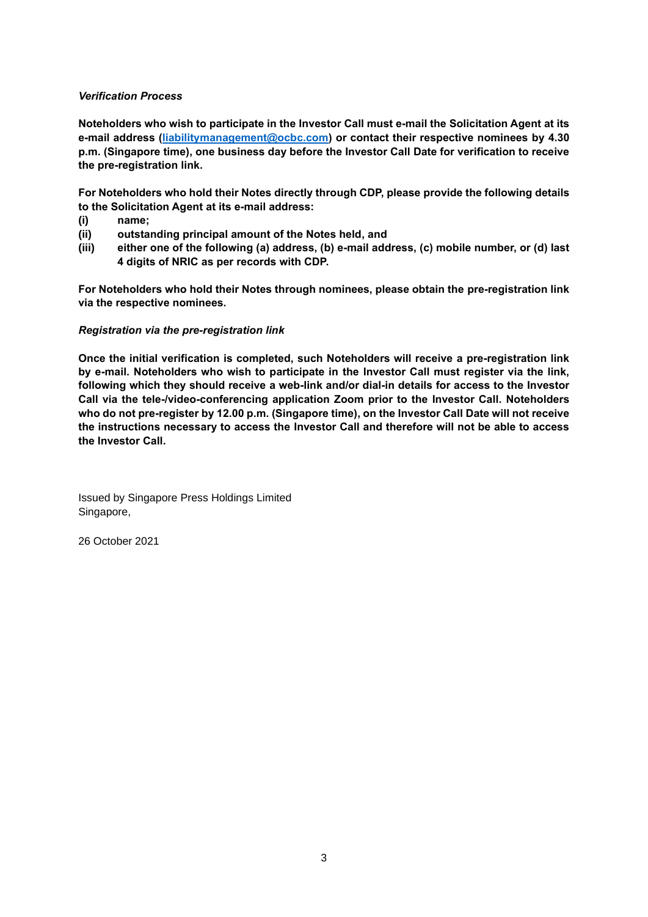*Verification Process*

**Noteholders who wish to participate in the Investor Call must e-mail the Solicitation Agent at its e-mail address (liabilitymanagement@ocbc.com) or contact their respective nominees by 4.30 p.m. (Singapore time), one business day before the Investor Call Date for verification to receive the pre-registration link.**

**For Noteholders who hold their Notes directly through CDP, please provide the following details to the Solicitation Agent at its e-mail address:**

**(i) name;**

**(ii) outstanding principal amount of the Notes held, and**

**(iii) either one of the following (a) address, (b) e-mail address, (c) mobile number, or (d) last 4 digits of NRIC as per records with CDP.**

**For Noteholders who hold their Notes through nominees, please obtain the pre-registration link via the respective nominees.**

*Registration via the pre-registration link*

**Once the initial verification is completed, such Noteholders will receive a pre-registration link by e-mail. Noteholders who wish to participate in the Investor Call must register via the link, following which they should receive a web-link and/or dial-in details for access to the Investor Call via the tele-/video-conferencing application Zoom prior to the Investor Call. Noteholders who do not pre-register by 12.00 p.m. (Singapore time), on the Investor Call Date will not receive the instructions necessary to access the Investor Call and therefore will not be able to access the Investor Call.**

Issued by Singapore Press Holdings Limited
Singapore,

26 October 2021